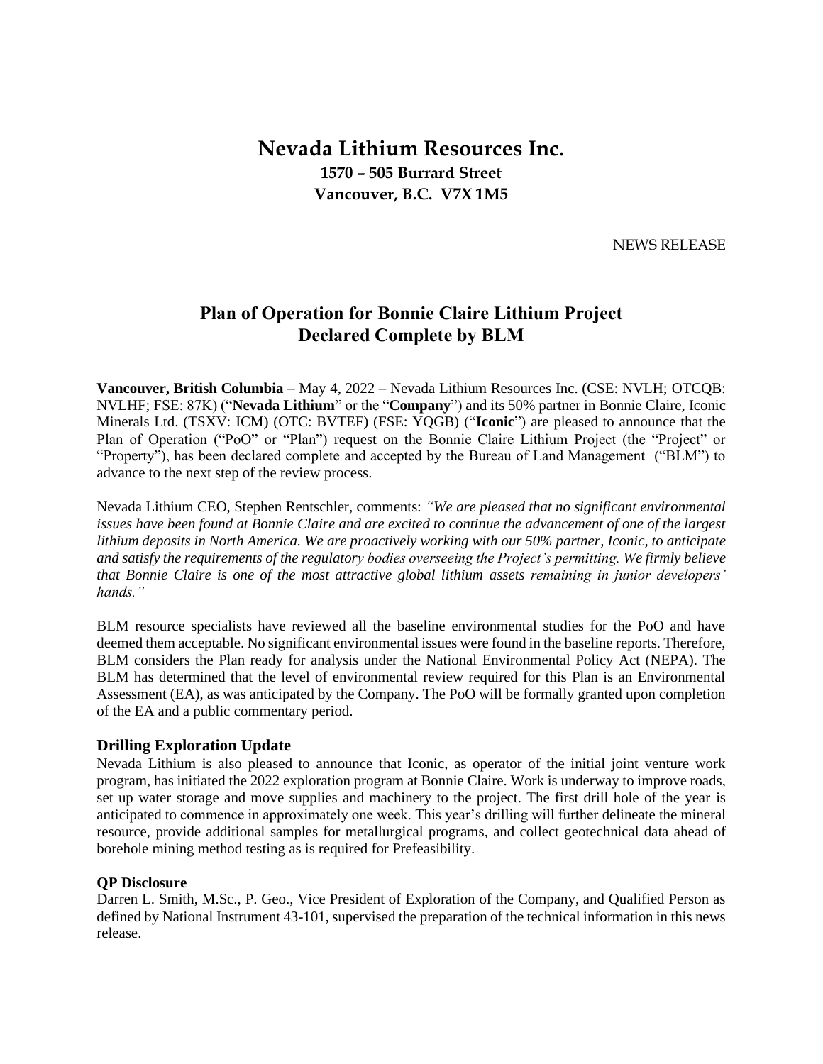# Nevada Lithium Resources Inc.

**1570 – 505 Burrard Street**
**Vancouver, B.C. V7X 1M5**

NEWS RELEASE

## Plan of Operation for Bonnie Claire Lithium Project Declared Complete by BLM

**Vancouver, British Columbia** – May 4, 2022 – Nevada Lithium Resources Inc. (CSE: NVLH; OTCQB: NVLHF; FSE: 87K) ("**Nevada Lithium**" or the "**Company**") and its 50% partner in Bonnie Claire, Iconic Minerals Ltd. (TSXV: ICM) (OTC: BVTEF) (FSE: YQGB) ("**Iconic**") are pleased to announce that the Plan of Operation ("PoO" or "Plan") request on the Bonnie Claire Lithium Project (the "Project" or "Property"), has been declared complete and accepted by the Bureau of Land Management ("BLM") to advance to the next step of the review process.

Nevada Lithium CEO, Stephen Rentschler, comments: *"We are pleased that no significant environmental issues have been found at Bonnie Claire and are excited to continue the advancement of one of the largest lithium deposits in North America. We are proactively working with our 50% partner, Iconic, to anticipate and satisfy the requirements of the regulatory bodies overseeing the Project's permitting. We firmly believe that Bonnie Claire is one of the most attractive global lithium assets remaining in junior developers' hands."*

BLM resource specialists have reviewed all the baseline environmental studies for the PoO and have deemed them acceptable. No significant environmental issues were found in the baseline reports. Therefore, BLM considers the Plan ready for analysis under the National Environmental Policy Act (NEPA). The BLM has determined that the level of environmental review required for this Plan is an Environmental Assessment (EA), as was anticipated by the Company. The PoO will be formally granted upon completion of the EA and a public commentary period.

### Drilling Exploration Update

Nevada Lithium is also pleased to announce that Iconic, as operator of the initial joint venture work program, has initiated the 2022 exploration program at Bonnie Claire. Work is underway to improve roads, set up water storage and move supplies and machinery to the project. The first drill hole of the year is anticipated to commence in approximately one week. This year's drilling will further delineate the mineral resource, provide additional samples for metallurgical programs, and collect geotechnical data ahead of borehole mining method testing as is required for Prefeasibility.

### QP Disclosure

Darren L. Smith, M.Sc., P. Geo., Vice President of Exploration of the Company, and Qualified Person as defined by National Instrument 43-101, supervised the preparation of the technical information in this news release.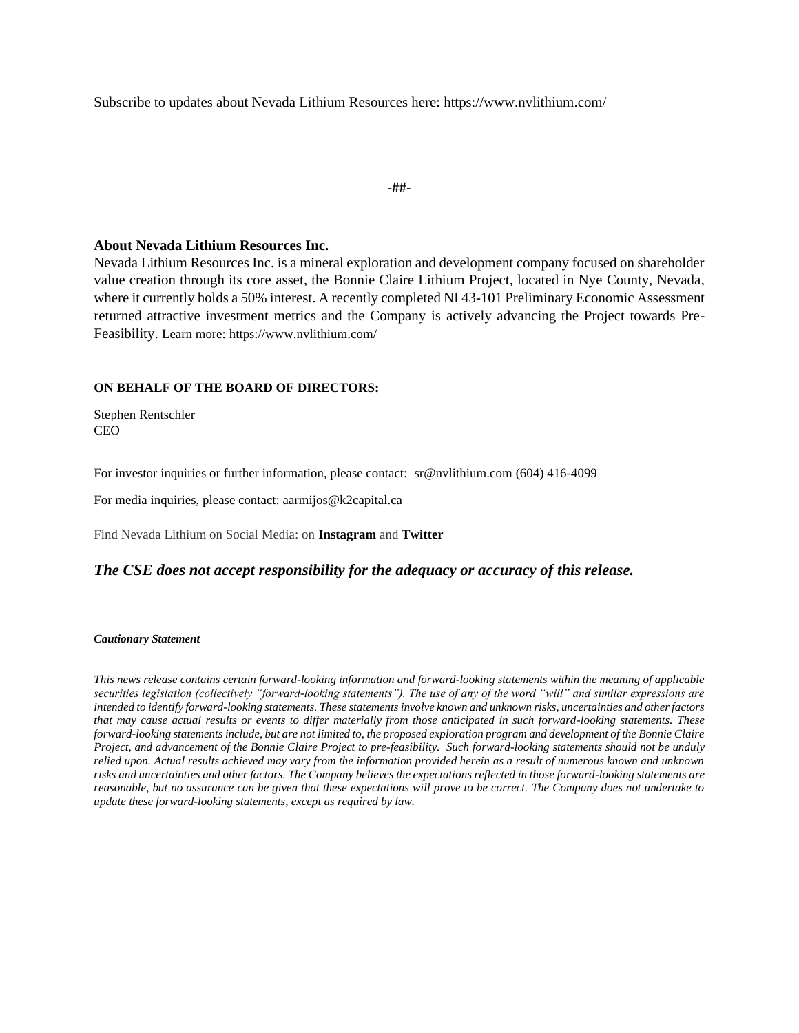Subscribe to updates about Nevada Lithium Resources here: https://www.nvlithium.com/

-##-

**About Nevada Lithium Resources Inc.**

Nevada Lithium Resources Inc. is a mineral exploration and development company focused on shareholder value creation through its core asset, the Bonnie Claire Lithium Project, located in Nye County, Nevada, where it currently holds a 50% interest. A recently completed NI 43-101 Preliminary Economic Assessment returned attractive investment metrics and the Company is actively advancing the Project towards Pre-Feasibility. Learn more: https://www.nvlithium.com/

**ON BEHALF OF THE BOARD OF DIRECTORS:**

Stephen Rentschler
CEO

For investor inquiries or further information, please contact: sr@nvlithium.com (604) 416-4099

For media inquiries, please contact: aarmijos@k2capital.ca

Find Nevada Lithium on Social Media: on **Instagram** and **Twitter**

***The CSE does not accept responsibility for the adequacy or accuracy of this release.***

***Cautionary Statement***

*This news release contains certain forward-looking information and forward-looking statements within the meaning of applicable securities legislation (collectively "forward-looking statements"). The use of any of the word "will" and similar expressions are intended to identify forward-looking statements. These statements involve known and unknown risks, uncertainties and other factors that may cause actual results or events to differ materially from those anticipated in such forward-looking statements. These forward-looking statements include, but are not limited to, the proposed exploration program and development of the Bonnie Claire Project, and advancement of the Bonnie Claire Project to pre-feasibility. Such forward-looking statements should not be unduly relied upon. Actual results achieved may vary from the information provided herein as a result of numerous known and unknown risks and uncertainties and other factors. The Company believes the expectations reflected in those forward-looking statements are reasonable, but no assurance can be given that these expectations will prove to be correct. The Company does not undertake to update these forward-looking statements, except as required by law.*